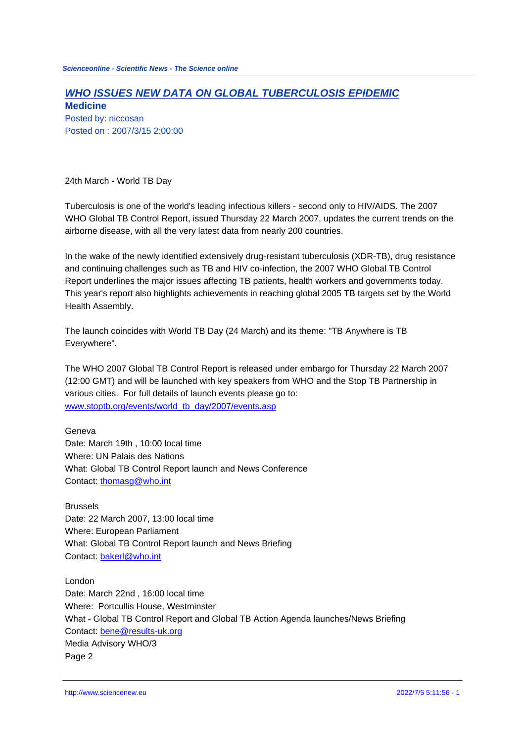# WHO ISSUES NEW DATA ON GLOBAL TUBERCULOSIS EPIDEMIC

**Medicine**

Posted by: niccosan

Posted on : 2007/3/15 2:00:00

24th March - World TB Day

Tuberculosis is one of the world's leading infectious killers - second only to HIV/AIDS. The 2007 WHO Global TB Control Report, issued Thursday 22 March 2007, updates the current trends on the airborne disease, with all the very latest data from nearly 200 countries.

In the wake of the newly identified extensively drug-resistant tuberculosis (XDR-TB), drug resistance and continuing challenges such as TB and HIV co-infection, the 2007 WHO Global TB Control Report underlines the major issues affecting TB patients, health workers and governments today. This year's report also highlights achievements in reaching global 2005 TB targets set by the World Health Assembly.

The launch coincides with World TB Day (24 March) and its theme: "TB Anywhere is TB Everywhere".

The WHO 2007 Global TB Control Report is released under embargo for Thursday 22 March 2007 (12:00 GMT) and will be launched with key speakers from WHO and the Stop TB Partnership in various cities. For full details of launch events please go to: www.stoptb.org/events/world_tb_day/2007/events.asp

Geneva
Date: March 19th , 10:00 local time
Where: UN Palais des Nations
What: Global TB Control Report launch and News Conference
Contact: thomasg@who.int

Brussels
Date: 22 March 2007, 13:00 local time
Where: European Parliament
What: Global TB Control Report launch and News Briefing
Contact: bakerl@who.int

London
Date: March 22nd , 16:00 local time
Where: Portcullis House, Westminster
What - Global TB Control Report and Global TB Action Agenda launches/News Briefing
Contact: bene@results-uk.org
Media Advisory WHO/3
Page 2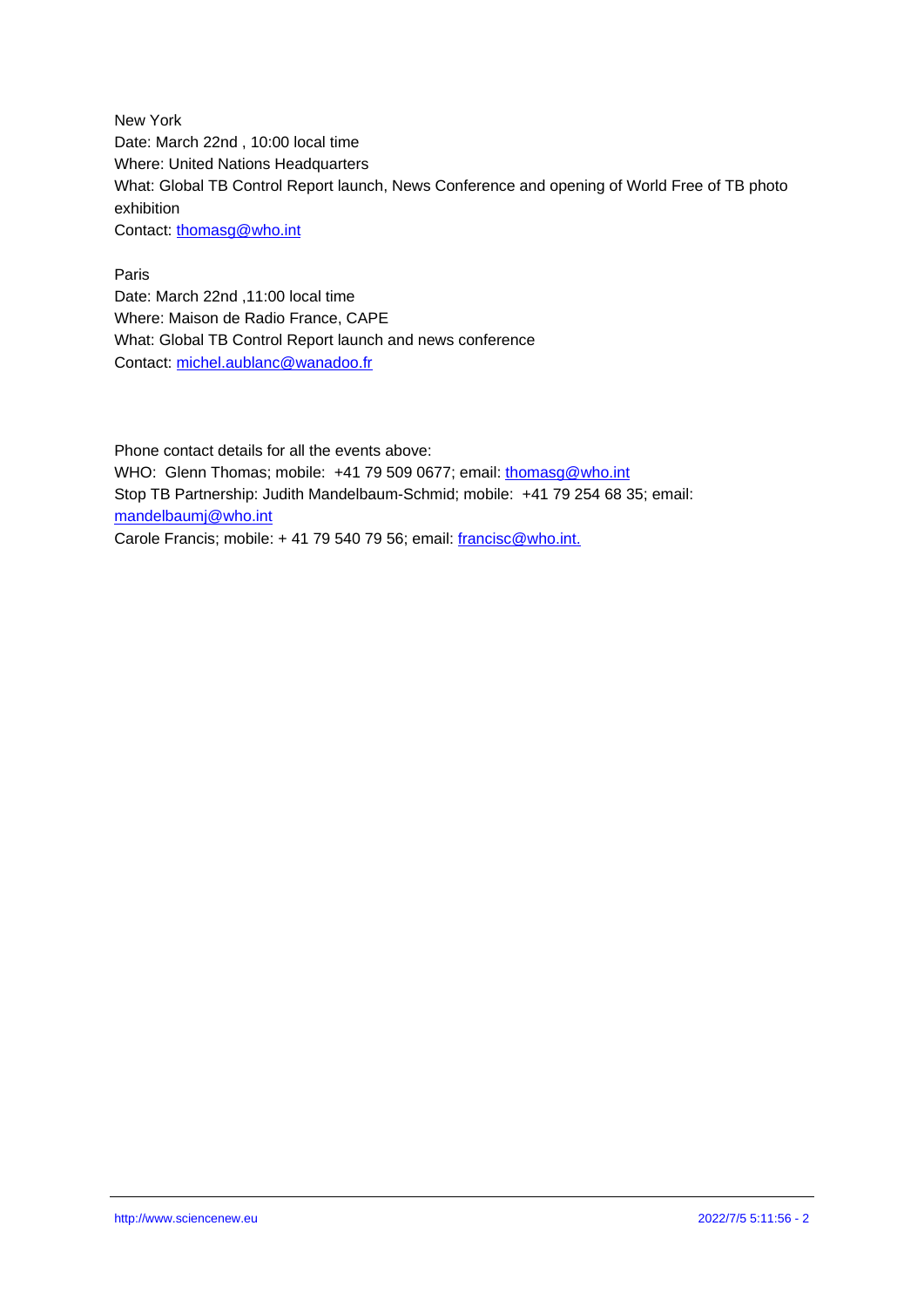New York
Date: March 22nd , 10:00 local time
Where: United Nations Headquarters
What: Global TB Control Report launch, News Conference and opening of World Free of TB photo exhibition
Contact: thomasg@who.int

Paris
Date: March 22nd ,11:00 local time
Where: Maison de Radio France, CAPE
What: Global TB Control Report launch and news conference
Contact: michel.aublanc@wanadoo.fr

Phone contact details for all the events above:
WHO: Glenn Thomas; mobile: +41 79 509 0677; email: thomasg@who.int
Stop TB Partnership: Judith Mandelbaum-Schmid; mobile: +41 79 254 68 35; email: mandelbaumj@who.int
Carole Francis; mobile: + 41 79 540 79 56; email: francisc@who.int.